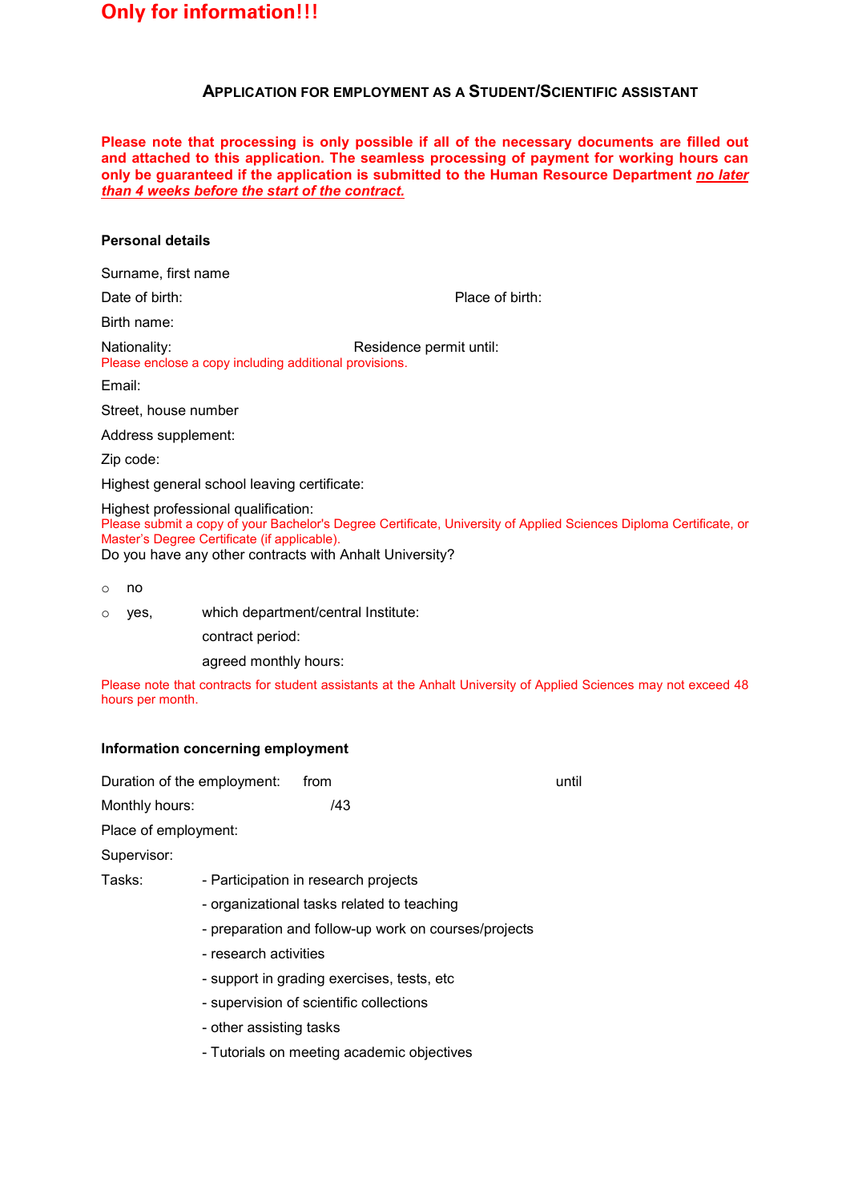**Only for information!!!**

## Application for employment as a Student/Scientific assistant

**Please note that processing is only possible if all of the necessary documents are filled out and attached to this application. The seamless processing of payment for working hours can only be guaranteed if the application is submitted to the Human Resource Department *no later than 4 weeks before the start of the contract.***

### Personal details

Surname, first name

Date of birth: Place of birth:

Birth name:

Nationality: Residence permit until:

Please enclose a copy including additional provisions.

Email:

Street, house number

Address supplement:

Zip code:

Highest general school leaving certificate:

Highest professional qualification:

Please submit a copy of your Bachelor's Degree Certificate, University of Applied Sciences Diploma Certificate, or Master's Degree Certificate (if applicable).

Do you have any other contracts with Anhalt University?

- ○ no
- ○ yes, which department/central Institute:

  contract period:

  agreed monthly hours:

Please note that contracts for student assistants at the Anhalt University of Applied Sciences may not exceed 48 hours per month.

### Information concerning employment

Duration of the employment: from until

Monthly hours: /43

Place of employment:

Supervisor:

Tasks:
- Participation in research projects
- organizational tasks related to teaching
- preparation and follow-up work on courses/projects
- research activities
- support in grading exercises, tests, etc
- supervision of scientific collections
- other assisting tasks
- Tutorials on meeting academic objectives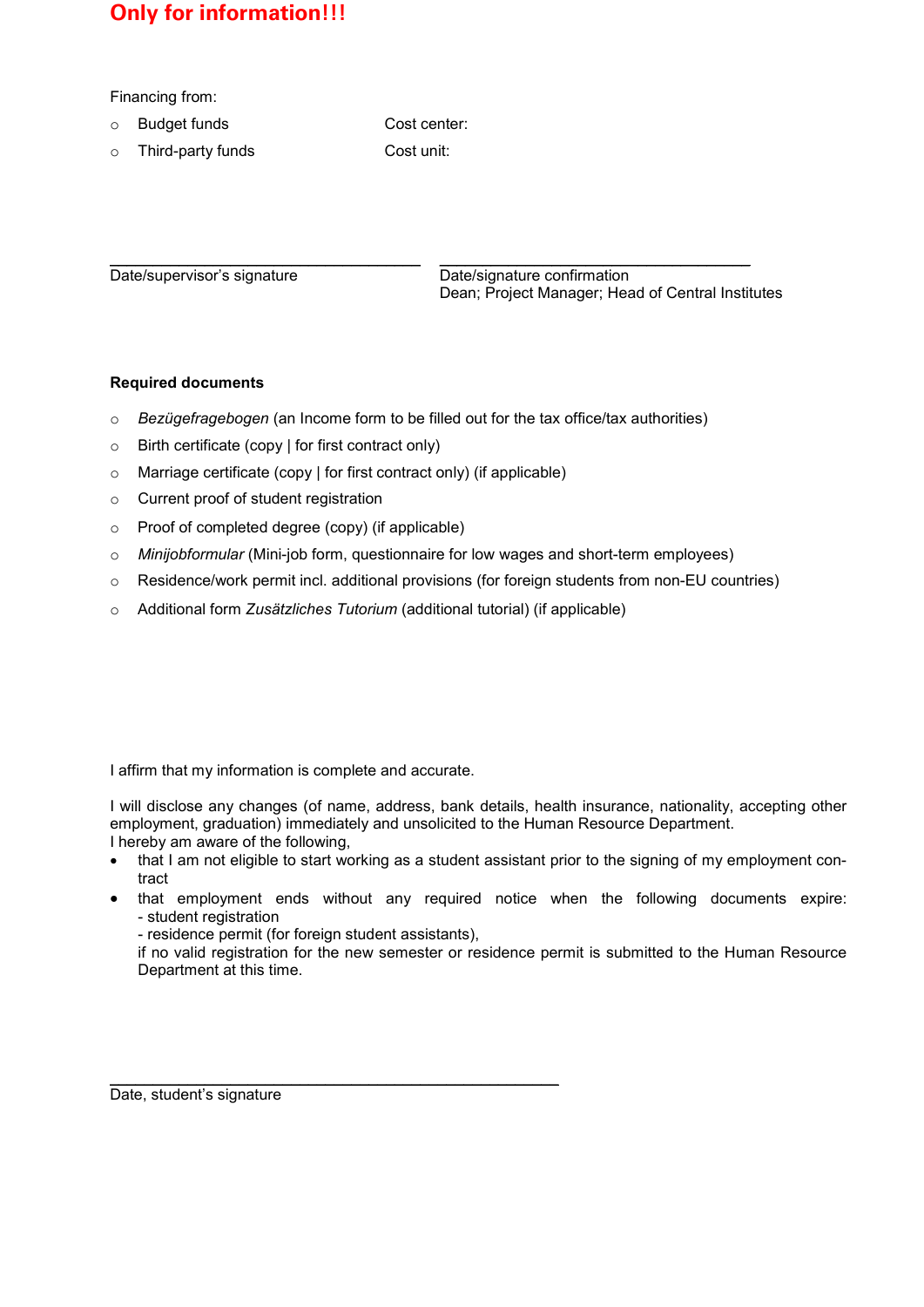**Only for information!!!**

Financing from:

- ○ Budget funds — Cost center:
- ○ Third-party funds — Cost unit:

\_\_\_\_\_\_\_\_\_\_\_\_\_\_\_\_\_\_\_\_\_\_\_\_\_\_\_\_\_\_\_\_\_\_
Date/supervisor's signature

\_\_\_\_\_\_\_\_\_\_\_\_\_\_\_\_\_\_\_\_\_\_\_\_\_\_\_\_\_\_\_\_\_\_
Date/signature confirmation
Dean; Project Manager; Head of Central Institutes

**Required documents**

- ○ *Bezügefragebogen* (an Income form to be filled out for the tax office/tax authorities)
- ○ Birth certificate (copy | for first contract only)
- ○ Marriage certificate (copy | for first contract only) (if applicable)
- ○ Current proof of student registration
- ○ Proof of completed degree (copy) (if applicable)
- ○ *Minijobformular* (Mini-job form, questionnaire for low wages and short-term employees)
- ○ Residence/work permit incl. additional provisions (for foreign students from non-EU countries)
- ○ Additional form *Zusätzliches Tutorium* (additional tutorial) (if applicable)

I affirm that my information is complete and accurate.

I will disclose any changes (of name, address, bank details, health insurance, nationality, accepting other employment, graduation) immediately and unsolicited to the Human Resource Department.
I hereby am aware of the following,

- that I am not eligible to start working as a student assistant prior to the signing of my employment contract
- that employment ends without any required notice when the following documents expire:
  - student registration
  - residence permit (for foreign student assistants),

  if no valid registration for the new semester or residence permit is submitted to the Human Resource Department at this time.

\_\_\_\_\_\_\_\_\_\_\_\_\_\_\_\_\_\_\_\_\_\_\_\_\_\_\_\_\_\_\_\_\_\_\_\_\_\_\_\_\_\_\_\_\_\_\_\_
Date, student's signature